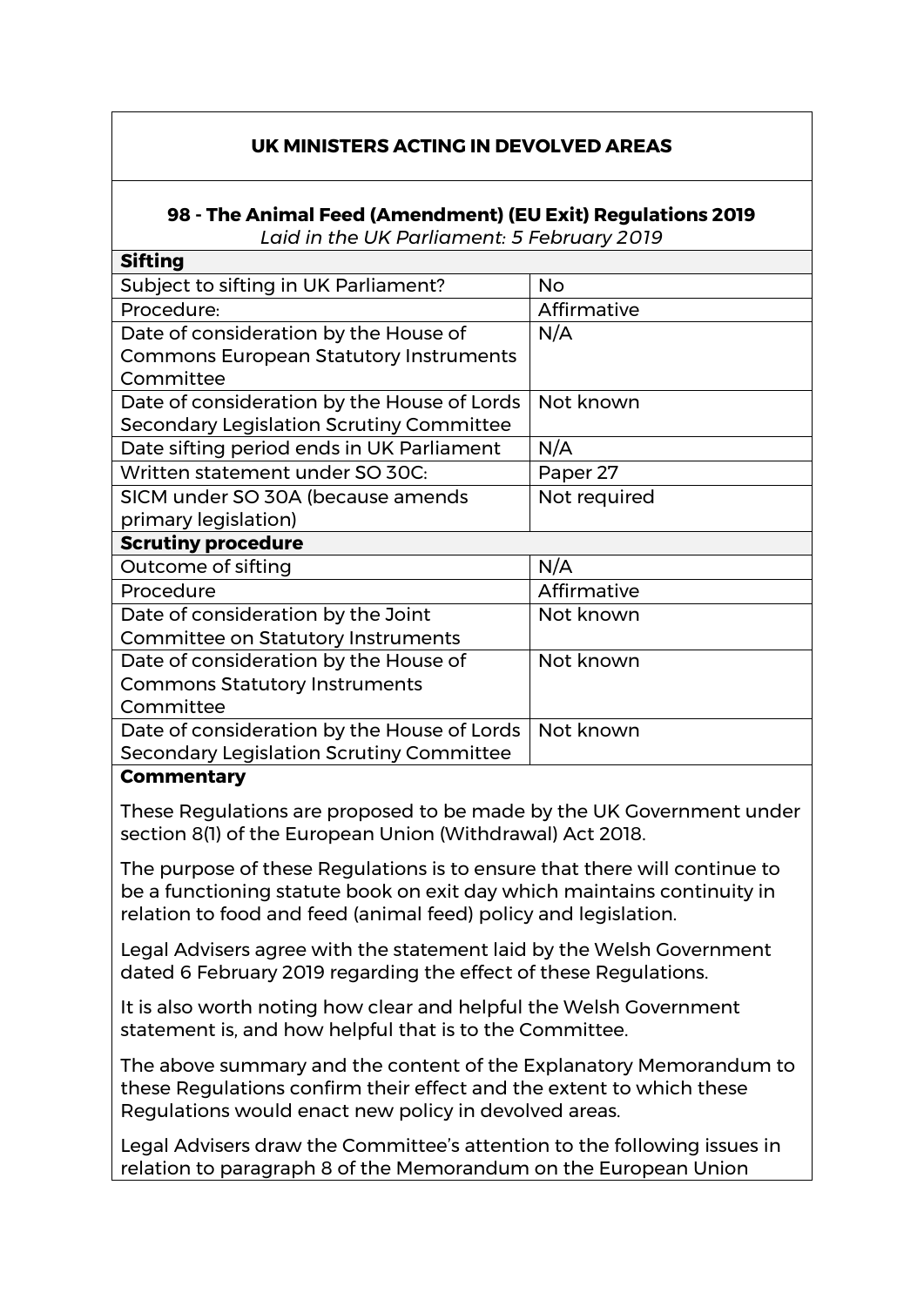## UK MINISTERS ACTING IN DEVOLVED AREAS

### 98 - The Animal Feed (Amendment) (EU Exit) Regulations 2019

*Laid in the UK Parliament: 5 February 2019*

| **Sifting** | |
|---|---|
| Subject to sifting in UK Parliament? | No |
| Procedure: | Affirmative |
| Date of consideration by the House of Commons European Statutory Instruments Committee | N/A |
| Date of consideration by the House of Lords Secondary Legislation Scrutiny Committee | Not known |
| Date sifting period ends in UK Parliament | N/A |
| Written statement under SO 30C: | Paper 27 |
| SICM under SO 30A (because amends primary legislation) | Not required |
| **Scrutiny procedure** | |
| Outcome of sifting | N/A |
| Procedure | Affirmative |
| Date of consideration by the Joint Committee on Statutory Instruments | Not known |
| Date of consideration by the House of Commons Statutory Instruments Committee | Not known |
| Date of consideration by the House of Lords Secondary Legislation Scrutiny Committee | Not known |

**Commentary**

These Regulations are proposed to be made by the UK Government under section 8(1) of the European Union (Withdrawal) Act 2018.

The purpose of these Regulations is to ensure that there will continue to be a functioning statute book on exit day which maintains continuity in relation to food and feed (animal feed) policy and legislation.

Legal Advisers agree with the statement laid by the Welsh Government dated 6 February 2019 regarding the effect of these Regulations.

It is also worth noting how clear and helpful the Welsh Government statement is, and how helpful that is to the Committee.

The above summary and the content of the Explanatory Memorandum to these Regulations confirm their effect and the extent to which these Regulations would enact new policy in devolved areas.

Legal Advisers draw the Committee's attention to the following issues in relation to paragraph 8 of the Memorandum on the European Union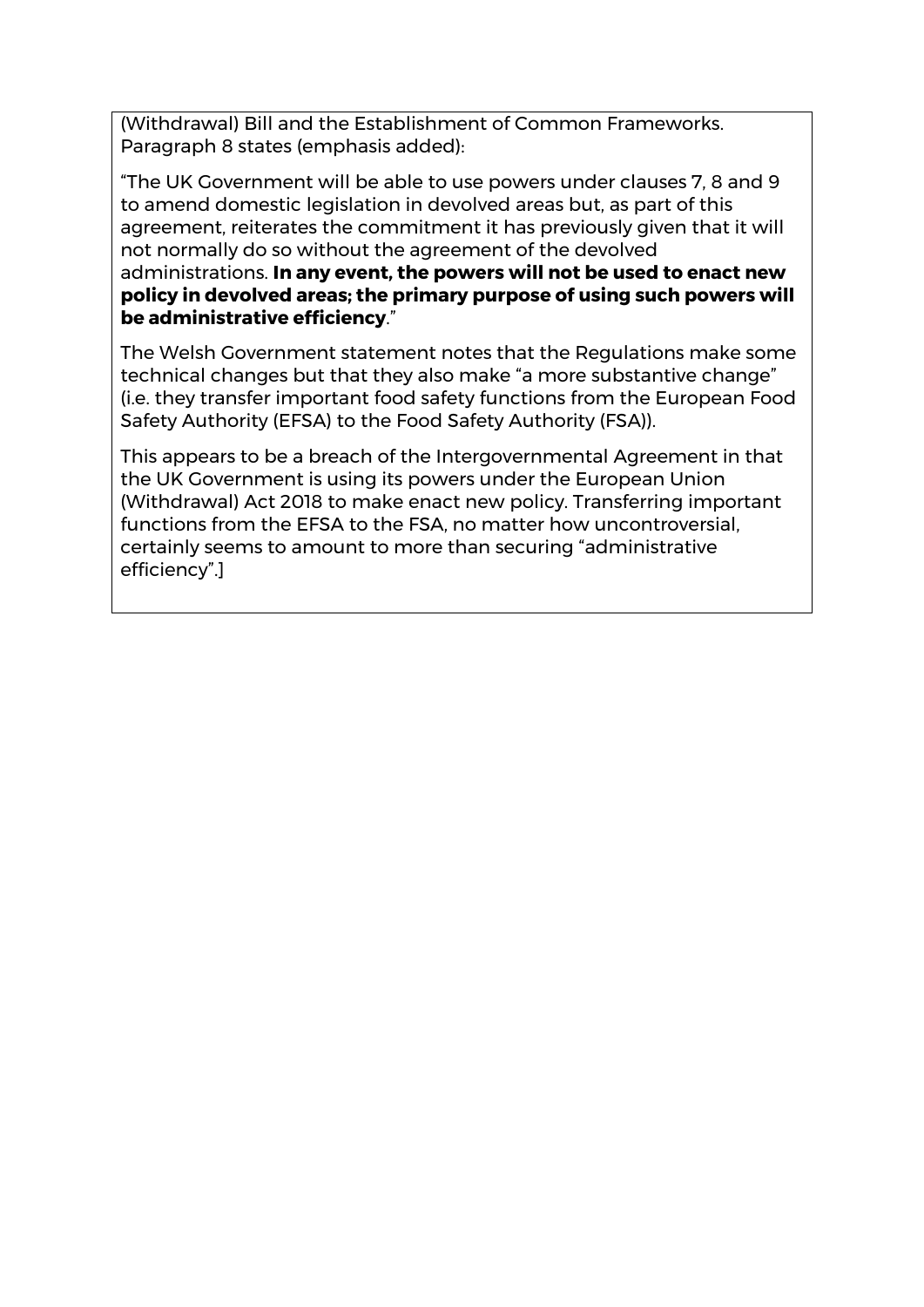(Withdrawal) Bill and the Establishment of Common Frameworks. Paragraph 8 states (emphasis added):

"The UK Government will be able to use powers under clauses 7, 8 and 9 to amend domestic legislation in devolved areas but, as part of this agreement, reiterates the commitment it has previously given that it will not normally do so without the agreement of the devolved administrations. **In any event, the powers will not be used to enact new policy in devolved areas; the primary purpose of using such powers will be administrative efficiency**."

The Welsh Government statement notes that the Regulations make some technical changes but that they also make "a more substantive change" (i.e. they transfer important food safety functions from the European Food Safety Authority (EFSA) to the Food Safety Authority (FSA)).

This appears to be a breach of the Intergovernmental Agreement in that the UK Government is using its powers under the European Union (Withdrawal) Act 2018 to make enact new policy. Transferring important functions from the EFSA to the FSA, no matter how uncontroversial, certainly seems to amount to more than securing "administrative efficiency".]